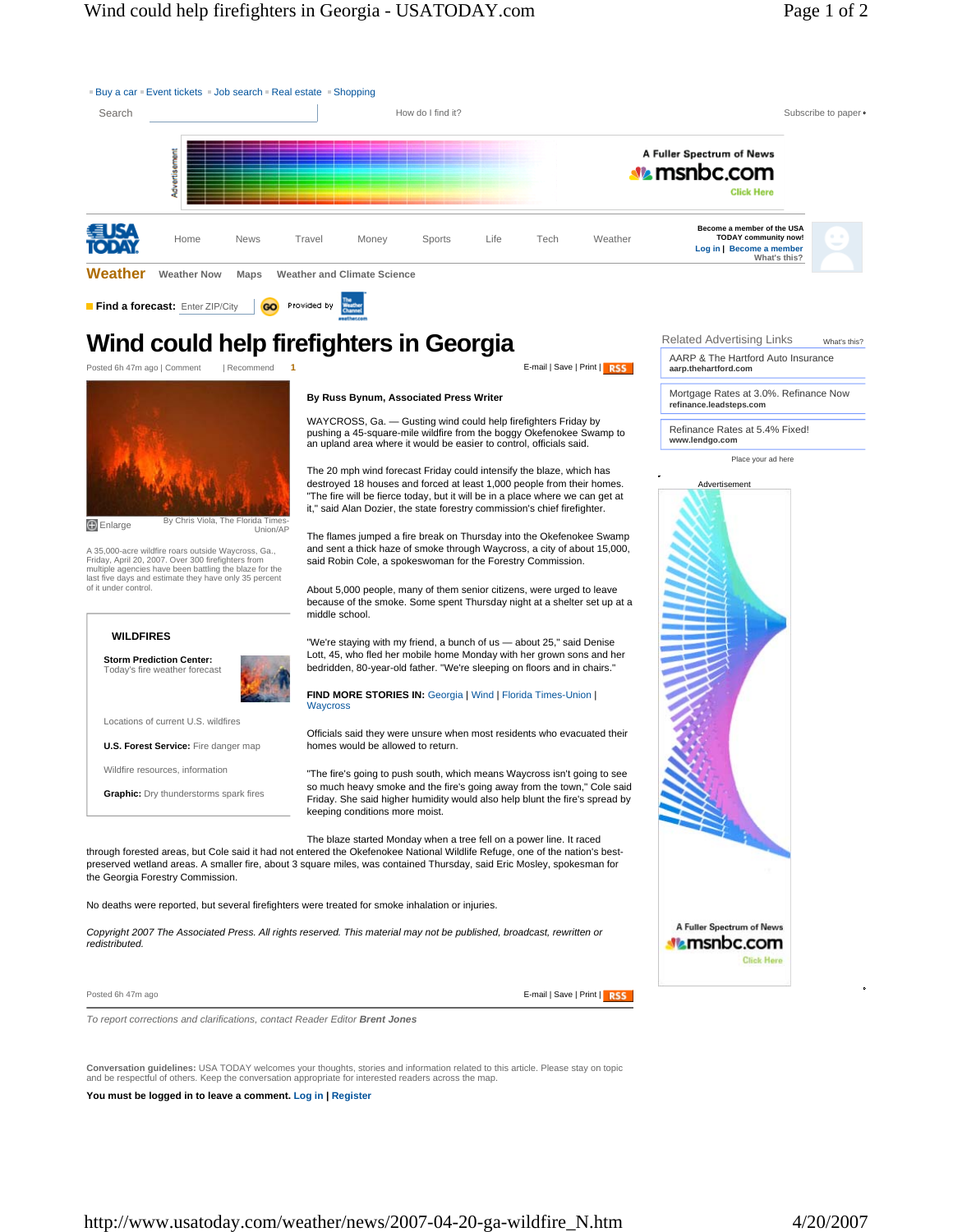Buy a car · Event tickets · Job search · Real estate · Shopping

Search | How do I find it? | Subscribe to paper

Home | News | Travel | Money | Sports | Life | Tech | Weather

Become a member of the USA TODAY community now! Log in | Become a member What's this?

**Weather** | Weather Now | Maps | Weather and Climate Science

**Find a forecast:** Enter ZIP/City GO Provided by The Weather Channel

# Wind could help firefighters in Georgia

Posted 6h 47m ago | Comment | Recommend 1

E-mail | Save | Print | RSS

Enlarge — By Chris Viola, The Florida Times-Union/AP

A 35,000-acre wildfire roars outside Waycross, Ga., Friday, April 20, 2007. Over 300 firefighters from multiple agencies have been battling the blaze for the last five days and estimate they have only 35 percent of it under control.

**By Russ Bynum, Associated Press Writer**

WAYCROSS, Ga. — Gusting wind could help firefighters Friday by pushing a 45-square-mile wildfire from the boggy Okefenokee Swamp to an upland area where it would be easier to control, officials said.

The 20 mph wind forecast Friday could intensify the blaze, which has destroyed 18 houses and forced at least 1,000 people from their homes. "The fire will be fierce today, but it will be in a place where we can get at it," said Alan Dozier, the state forestry commission's chief firefighter.

The flames jumped a fire break on Thursday into the Okefenokee Swamp and sent a thick haze of smoke through Waycross, a city of about 15,000, said Robin Cole, a spokeswoman for the Forestry Commission.

About 5,000 people, many of them senior citizens, were urged to leave because of the smoke. Some spent Thursday night at a shelter set up at a middle school.

"We're staying with my friend, a bunch of us — about 25," said Denise Lott, 45, who fled her mobile home Monday with her grown sons and her bedridden, 80-year-old father. "We're sleeping on floors and in chairs."

**FIND MORE STORIES IN:** Georgia | Wind | Florida Times-Union | Waycross

Officials said they were unsure when most residents who evacuated their homes would be allowed to return.

"The fire's going to push south, which means Waycross isn't going to see so much heavy smoke and the fire's going away from the town," Cole said Friday. She said higher humidity would also help blunt the fire's spread by keeping conditions more moist.

The blaze started Monday when a tree fell on a power line. It raced through forested areas, but Cole said it had not entered the Okefenokee National Wildlife Refuge, one of the nation's best-preserved wetland areas. A smaller fire, about 3 square miles, was contained Thursday, said Eric Mosley, spokesman for the Georgia Forestry Commission.

No deaths were reported, but several firefighters were treated for smoke inhalation or injuries.

*Copyright 2007 The Associated Press. All rights reserved. This material may not be published, broadcast, rewritten or redistributed.*

**WILDFIRES**

**Storm Prediction Center:** Today's fire weather forecast

Locations of current U.S. wildfires

**U.S. Forest Service:** Fire danger map

Wildfire resources, information

**Graphic:** Dry thunderstorms spark fires

Posted 6h 47m ago

E-mail | Save | Print | RSS

*To report corrections and clarifications, contact Reader Editor **Brent Jones***

**Conversation guidelines:** USA TODAY welcomes your thoughts, stories and information related to this article. Please stay on topic and be respectful of others. Keep the conversation appropriate for interested readers across the map.

**You must be logged in to leave a comment. Log in | Register**

Related Advertising Links — What's this?

AARP & The Hartford Auto Insurance
aarp.thehartford.com

Mortgage Rates at 3.0%. Refinance Now
refinance.leadsteps.com

Refinance Rates at 5.4% Fixed!
www.lendgo.com

Place your ad here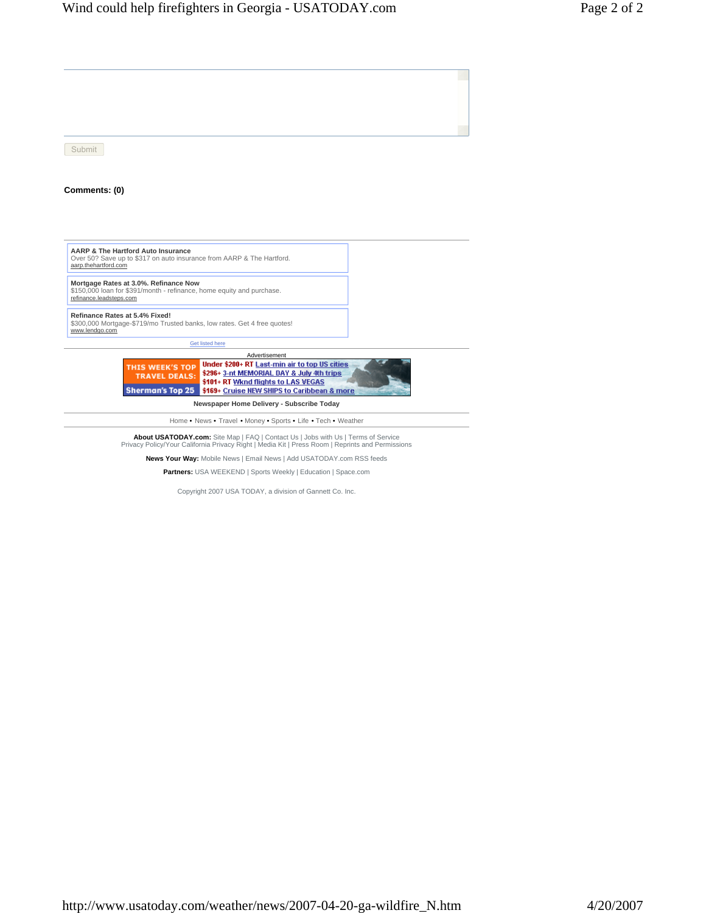Submit

**Comments: (0)**

**AARP & The Hartford Auto Insurance**
Over 50? Save up to $317 on auto insurance from AARP & The Hartford.
aarp.thehartford.com

**Mortgage Rates at 3.0%. Refinance Now**
$150,000 loan for $391/month - refinance, home equity and purchase.
refinance.leadsteps.com

**Refinance Rates at 5.4% Fixed!**
$300,000 Mortgage-$719/mo Trusted banks, low rates. Get 4 free quotes!
www.lendgo.com

Get listed here

Advertisement

THIS WEEK'S TOP TRAVEL DEALS: Sherman's Top 25

Under $200+ RT Last-min air to top US cities
$296+ 3-nt MEMORIAL DAY & July 4th trips
$101+ RT Wknd flights to LAS VEGAS
$169+ Cruise NEW SHIPS to Caribbean & more

**Newspaper Home Delivery - Subscribe Today**

Home • News • Travel • Money • Sports • Life • Tech • Weather

**About USATODAY.com:** Site Map | FAQ | Contact Us | Jobs with Us | Terms of Service
Privacy Policy/Your California Privacy Right | Media Kit | Press Room | Reprints and Permissions

**News Your Way:** Mobile News | Email News | Add USATODAY.com RSS feeds

**Partners:** USA WEEKEND | Sports Weekly | Education | Space.com

Copyright 2007 USA TODAY, a division of Gannett Co. Inc.